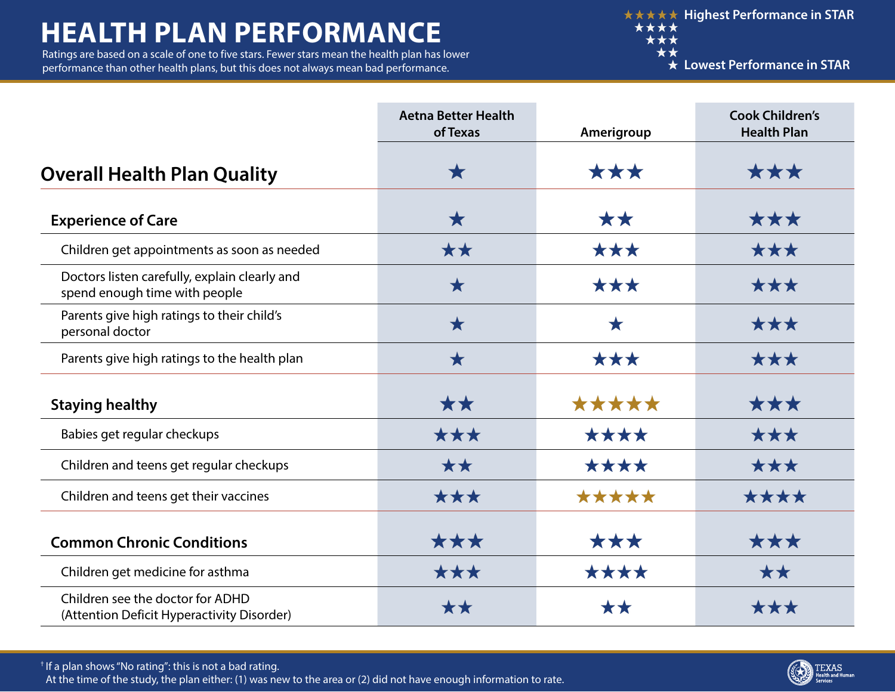# HEALTH PLAN PERFORMANCE

Ratings are based on a scale of one to five stars. Fewer stars mean the health plan has lower performance than other health plans, but this does not always mean bad performance.

★★★★★ Highest Performance in STAR
★★★★
★★★
★★
★ Lowest Performance in STAR

| | Aetna Better Health of Texas | Amerigroup | Cook Children's Health Plan |
|---|---|---|---|
| **Overall Health Plan Quality** | ★ | ★★★ | ★★★ |
| **Experience of Care** | ★ | ★★ | ★★★ |
| Children get appointments as soon as needed | ★★ | ★★★ | ★★★ |
| Doctors listen carefully, explain clearly and spend enough time with people | ★ | ★★★ | ★★★ |
| Parents give high ratings to their child's personal doctor | ★ | ★ | ★★★ |
| Parents give high ratings to the health plan | ★ | ★★★ | ★★★ |
| **Staying healthy** | ★★ | ★★★★★ | ★★★ |
| Babies get regular checkups | ★★★ | ★★★★ | ★★★ |
| Children and teens get regular checkups | ★★ | ★★★★ | ★★★ |
| Children and teens get their vaccines | ★★★ | ★★★★★ | ★★★★ |
| **Common Chronic Conditions** | ★★★ | ★★★ | ★★★ |
| Children get medicine for asthma | ★★★ | ★★★★ | ★★ |
| Children see the doctor for ADHD (Attention Deficit Hyperactivity Disorder) | ★★ | ★★ | ★★★ |

† If a plan shows "No rating": this is not a bad rating.
At the time of the study, the plan either: (1) was new to the area or (2) did not have enough information to rate.

TEXAS Health and Human Services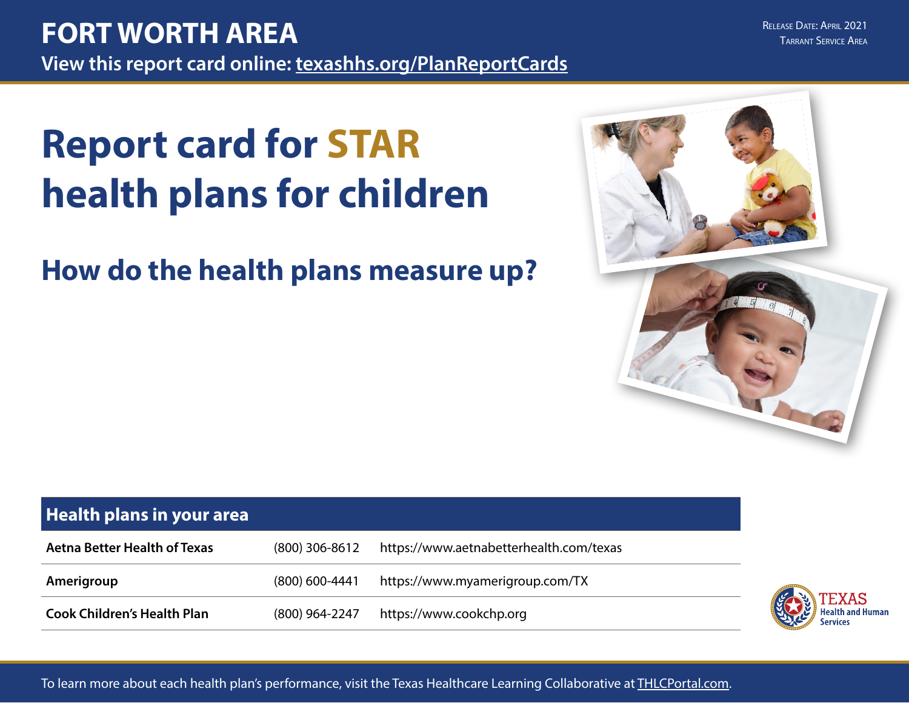# FORT WORTH AREA

View this report card online: texashhs.org/PlanReportCards

Release Date: April 2021
Tarrant Service Area

# Report card for STAR health plans for children

## How do the health plans measure up?

| Health plans in your area | | |
|---|---|---|
| **Aetna Better Health of Texas** | (800) 306-8612 | https://www.aetnabetterhealth.com/texas |
| **Amerigroup** | (800) 600-4441 | https://www.myamerigroup.com/TX |
| **Cook Children's Health Plan** | (800) 964-2247 | https://www.cookchp.org |

TEXAS Health and Human Services

To learn more about each health plan's performance, visit the Texas Healthcare Learning Collaborative at THLCPortal.com.